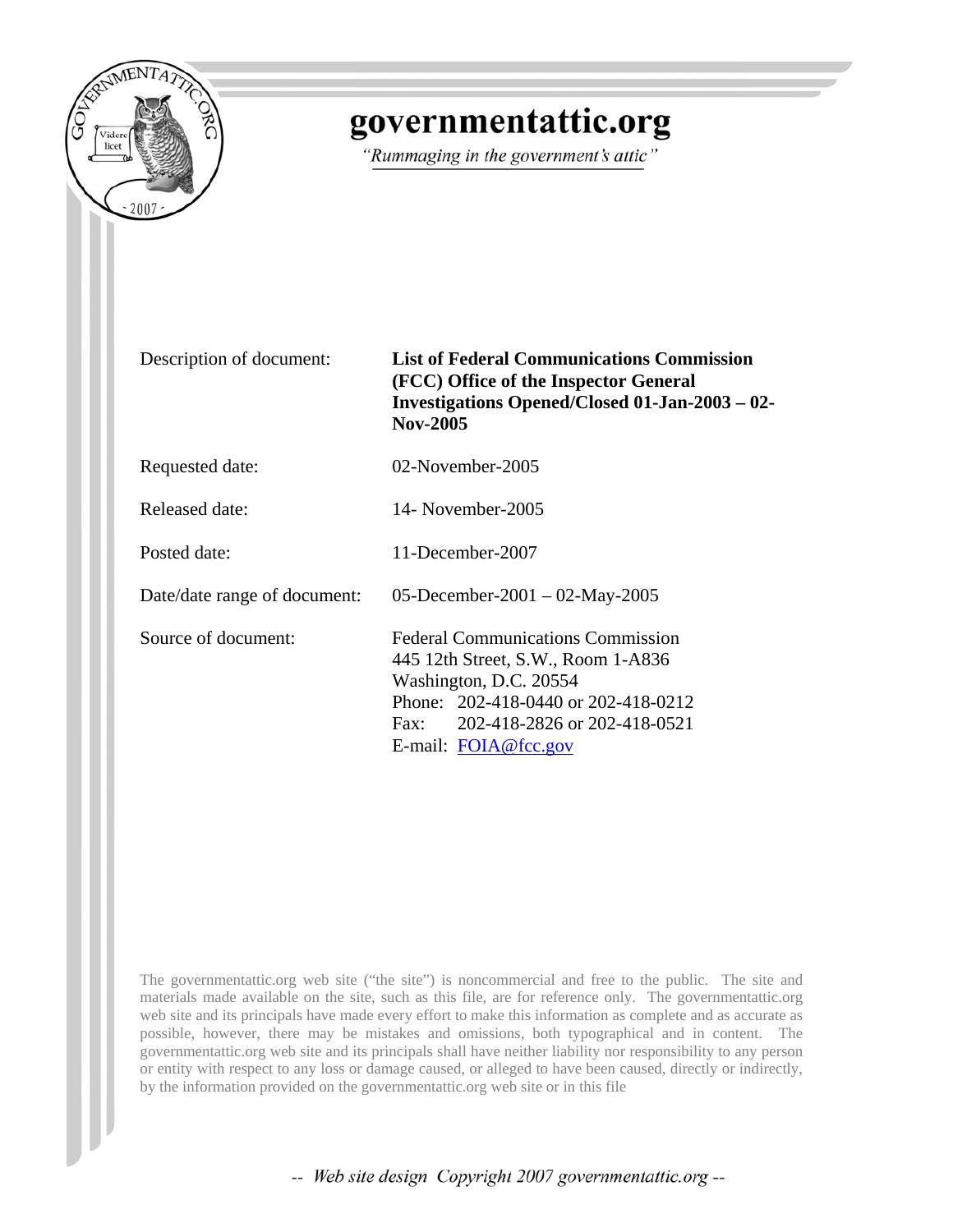# governmentattic.org

*"Rummaging in the government's attic"*

| | |
|---|---|
| Description of document: | **List of Federal Communications Commission (FCC) Office of the Inspector General Investigations Opened/Closed 01-Jan-2003 – 02-Nov-2005** |
| Requested date: | 02-November-2005 |
| Released date: | 14- November-2005 |
| Posted date: | 11-December-2007 |
| Date/date range of document: | 05-December-2001 – 02-May-2005 |
| Source of document: | Federal Communications Commission<br>445 12th Street, S.W., Room 1-A836<br>Washington, D.C. 20554<br>Phone: 202-418-0440 or 202-418-0212<br>Fax: 202-418-2826 or 202-418-0521<br>E-mail: FOIA@fcc.gov |

The governmentattic.org web site ("the site") is noncommercial and free to the public. The site and materials made available on the site, such as this file, are for reference only. The governmentattic.org web site and its principals have made every effort to make this information as complete and as accurate as possible, however, there may be mistakes and omissions, both typographical and in content. The governmentattic.org web site and its principals shall have neither liability nor responsibility to any person or entity with respect to any loss or damage caused, or alleged to have been caused, directly or indirectly, by the information provided on the governmentattic.org web site or in this file

*-- Web site design Copyright 2007 governmentattic.org --*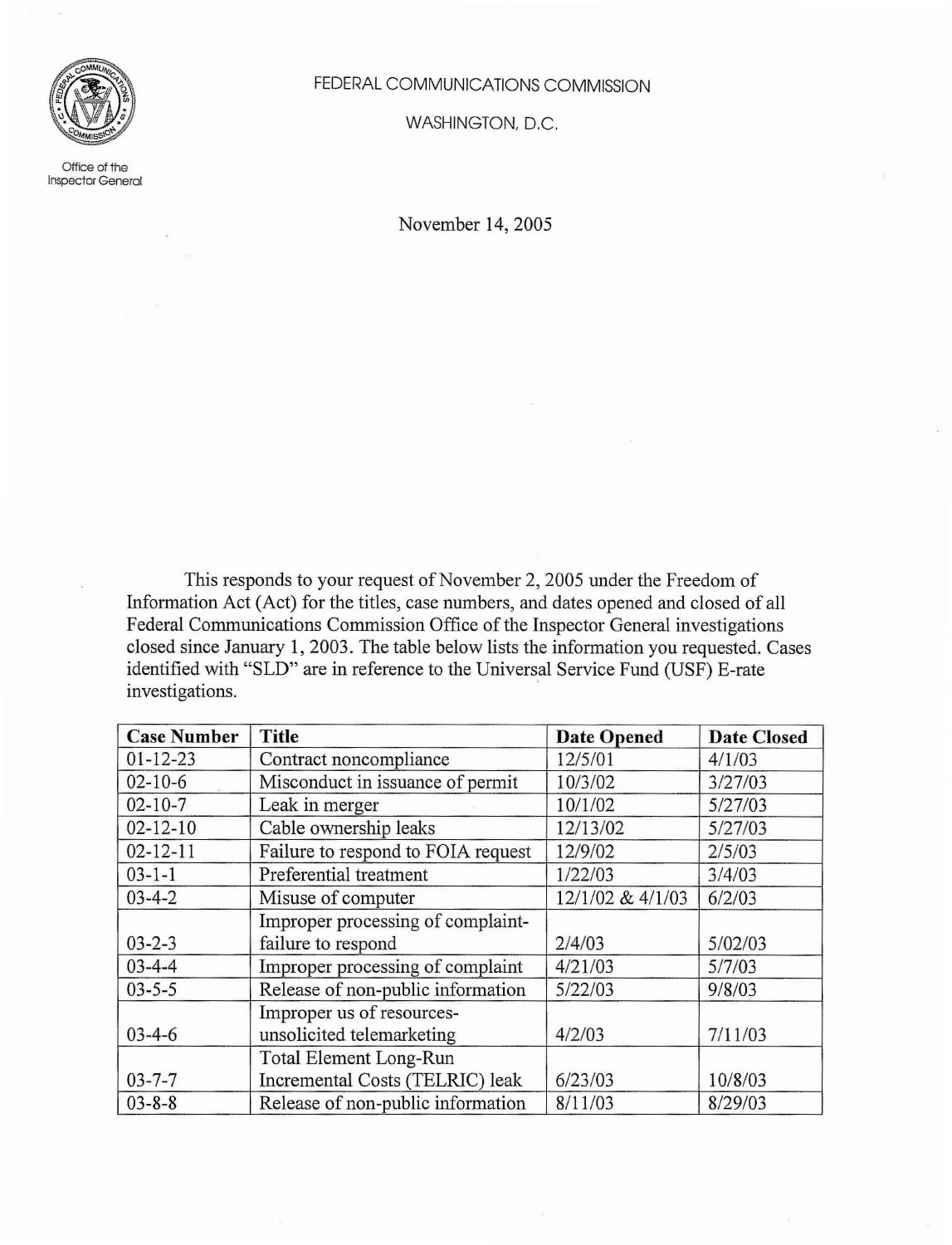FEDERAL COMMUNICATIONS COMMISSION

WASHINGTON, D.C.

Office of the Inspector General

November 14, 2005

This responds to your request of November 2, 2005 under the Freedom of Information Act (Act) for the titles, case numbers, and dates opened and closed of all Federal Communications Commission Office of the Inspector General investigations closed since January 1, 2003. The table below lists the information you requested. Cases identified with "SLD" are in reference to the Universal Service Fund (USF) E-rate investigations.

| Case Number | Title | Date Opened | Date Closed |
|---|---|---|---|
| 01-12-23 | Contract noncompliance | 12/5/01 | 4/1/03 |
| 02-10-6 | Misconduct in issuance of permit | 10/3/02 | 3/27/03 |
| 02-10-7 | Leak in merger | 10/1/02 | 5/27/03 |
| 02-12-10 | Cable ownership leaks | 12/13/02 | 5/27/03 |
| 02-12-11 | Failure to respond to FOIA request | 12/9/02 | 2/5/03 |
| 03-1-1 | Preferential treatment | 1/22/03 | 3/4/03 |
| 03-4-2 | Misuse of computer | 12/1/02 & 4/1/03 | 6/2/03 |
| 03-2-3 | Improper processing of complaint-failure to respond | 2/4/03 | 5/02/03 |
| 03-4-4 | Improper processing of complaint | 4/21/03 | 5/7/03 |
| 03-5-5 | Release of non-public information | 5/22/03 | 9/8/03 |
| 03-4-6 | Improper us of resources-unsolicited telemarketing | 4/2/03 | 7/11/03 |
| 03-7-7 | Total Element Long-Run Incremental Costs (TELRIC) leak | 6/23/03 | 10/8/03 |
| 03-8-8 | Release of non-public information | 8/11/03 | 8/29/03 |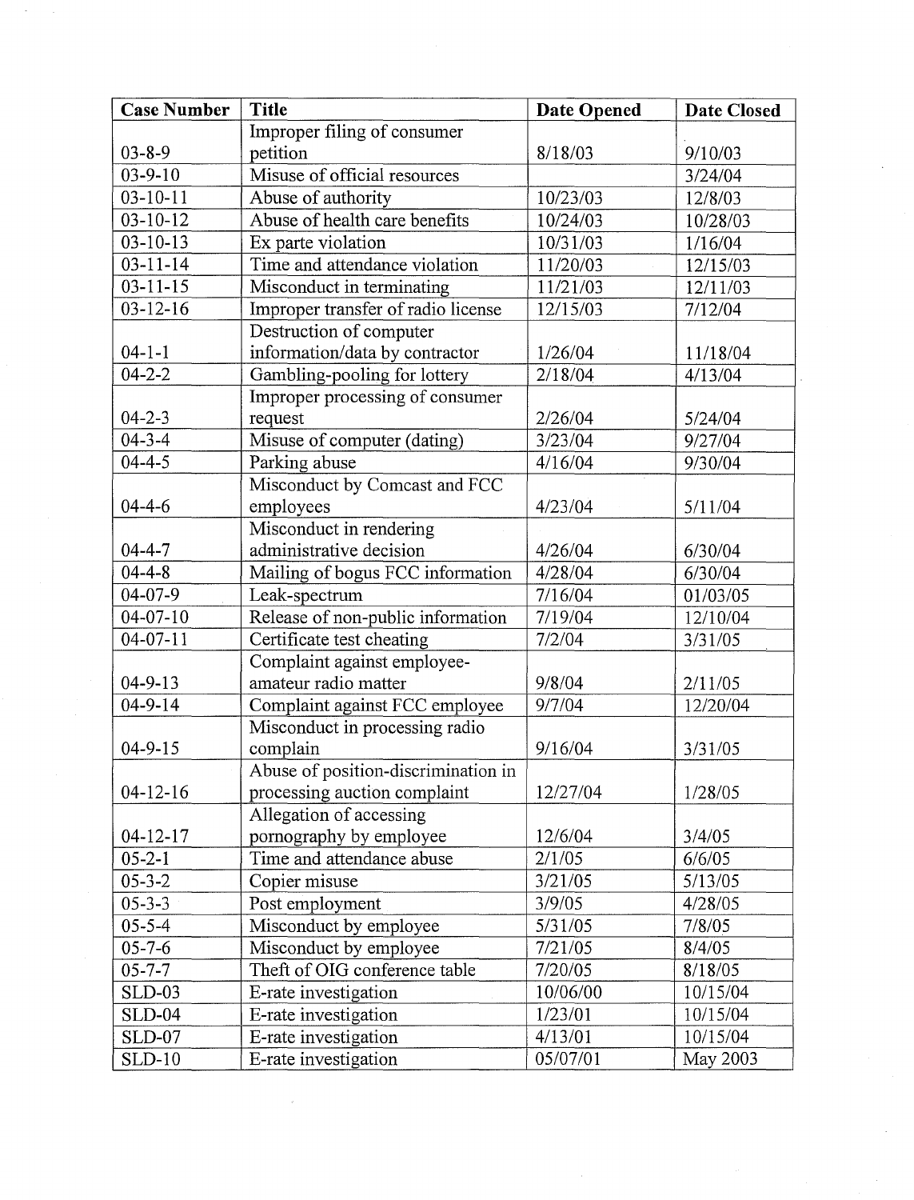| Case Number | Title | Date Opened | Date Closed |
|---|---|---|---|
| 03-8-9 | Improper filing of consumer petition | 8/18/03 | 9/10/03 |
| 03-9-10 | Misuse of official resources | | 3/24/04 |
| 03-10-11 | Abuse of authority | 10/23/03 | 12/8/03 |
| 03-10-12 | Abuse of health care benefits | 10/24/03 | 10/28/03 |
| 03-10-13 | Ex parte violation | 10/31/03 | 1/16/04 |
| 03-11-14 | Time and attendance violation | 11/20/03 | 12/15/03 |
| 03-11-15 | Misconduct in terminating | 11/21/03 | 12/11/03 |
| 03-12-16 | Improper transfer of radio license | 12/15/03 | 7/12/04 |
| 04-1-1 | Destruction of computer information/data by contractor | 1/26/04 | 11/18/04 |
| 04-2-2 | Gambling-pooling for lottery | 2/18/04 | 4/13/04 |
| 04-2-3 | Improper processing of consumer request | 2/26/04 | 5/24/04 |
| 04-3-4 | Misuse of computer (dating) | 3/23/04 | 9/27/04 |
| 04-4-5 | Parking abuse | 4/16/04 | 9/30/04 |
| 04-4-6 | Misconduct by Comcast and FCC employees | 4/23/04 | 5/11/04 |
| 04-4-7 | Misconduct in rendering administrative decision | 4/26/04 | 6/30/04 |
| 04-4-8 | Mailing of bogus FCC information | 4/28/04 | 6/30/04 |
| 04-07-9 | Leak-spectrum | 7/16/04 | 01/03/05 |
| 04-07-10 | Release of non-public information | 7/19/04 | 12/10/04 |
| 04-07-11 | Certificate test cheating | 7/2/04 | 3/31/05 |
| 04-9-13 | Complaint against employee-amateur radio matter | 9/8/04 | 2/11/05 |
| 04-9-14 | Complaint against FCC employee | 9/7/04 | 12/20/04 |
| 04-9-15 | Misconduct in processing radio complain | 9/16/04 | 3/31/05 |
| 04-12-16 | Abuse of position-discrimination in processing auction complaint | 12/27/04 | 1/28/05 |
| 04-12-17 | Allegation of accessing pornography by employee | 12/6/04 | 3/4/05 |
| 05-2-1 | Time and attendance abuse | 2/1/05 | 6/6/05 |
| 05-3-2 | Copier misuse | 3/21/05 | 5/13/05 |
| 05-3-3 | Post employment | 3/9/05 | 4/28/05 |
| 05-5-4 | Misconduct by employee | 5/31/05 | 7/8/05 |
| 05-7-6 | Misconduct by employee | 7/21/05 | 8/4/05 |
| 05-7-7 | Theft of OIG conference table | 7/20/05 | 8/18/05 |
| SLD-03 | E-rate investigation | 10/06/00 | 10/15/04 |
| SLD-04 | E-rate investigation | 1/23/01 | 10/15/04 |
| SLD-07 | E-rate investigation | 4/13/01 | 10/15/04 |
| SLD-10 | E-rate investigation | 05/07/01 | May 2003 |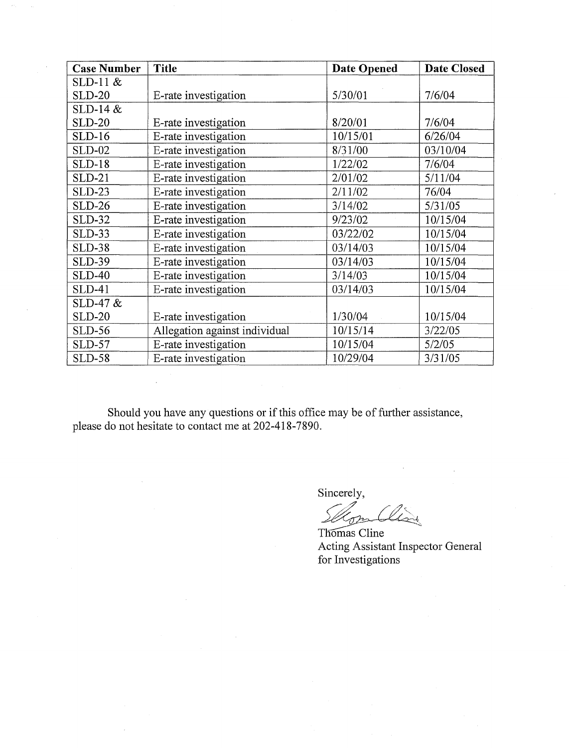| Case Number | Title | Date Opened | Date Closed |
|---|---|---|---|
| SLD-11 & SLD-20 | E-rate investigation | 5/30/01 | 7/6/04 |
| SLD-14 & SLD-20 | E-rate investigation | 8/20/01 | 7/6/04 |
| SLD-16 | E-rate investigation | 10/15/01 | 6/26/04 |
| SLD-02 | E-rate investigation | 8/31/00 | 03/10/04 |
| SLD-18 | E-rate investigation | 1/22/02 | 7/6/04 |
| SLD-21 | E-rate investigation | 2/01/02 | 5/11/04 |
| SLD-23 | E-rate investigation | 2/11/02 | 76/04 |
| SLD-26 | E-rate investigation | 3/14/02 | 5/31/05 |
| SLD-32 | E-rate investigation | 9/23/02 | 10/15/04 |
| SLD-33 | E-rate investigation | 03/22/02 | 10/15/04 |
| SLD-38 | E-rate investigation | 03/14/03 | 10/15/04 |
| SLD-39 | E-rate investigation | 03/14/03 | 10/15/04 |
| SLD-40 | E-rate investigation | 3/14/03 | 10/15/04 |
| SLD-41 | E-rate investigation | 03/14/03 | 10/15/04 |
| SLD-47 & SLD-20 | E-rate investigation | 1/30/04 | 10/15/04 |
| SLD-56 | Allegation against individual | 10/15/14 | 3/22/05 |
| SLD-57 | E-rate investigation | 10/15/04 | 5/2/05 |
| SLD-58 | E-rate investigation | 10/29/04 | 3/31/05 |

Should you have any questions or if this office may be of further assistance, please do not hesitate to contact me at 202-418-7890.

Sincerely,

Thomas Cline
Acting Assistant Inspector General
for Investigations